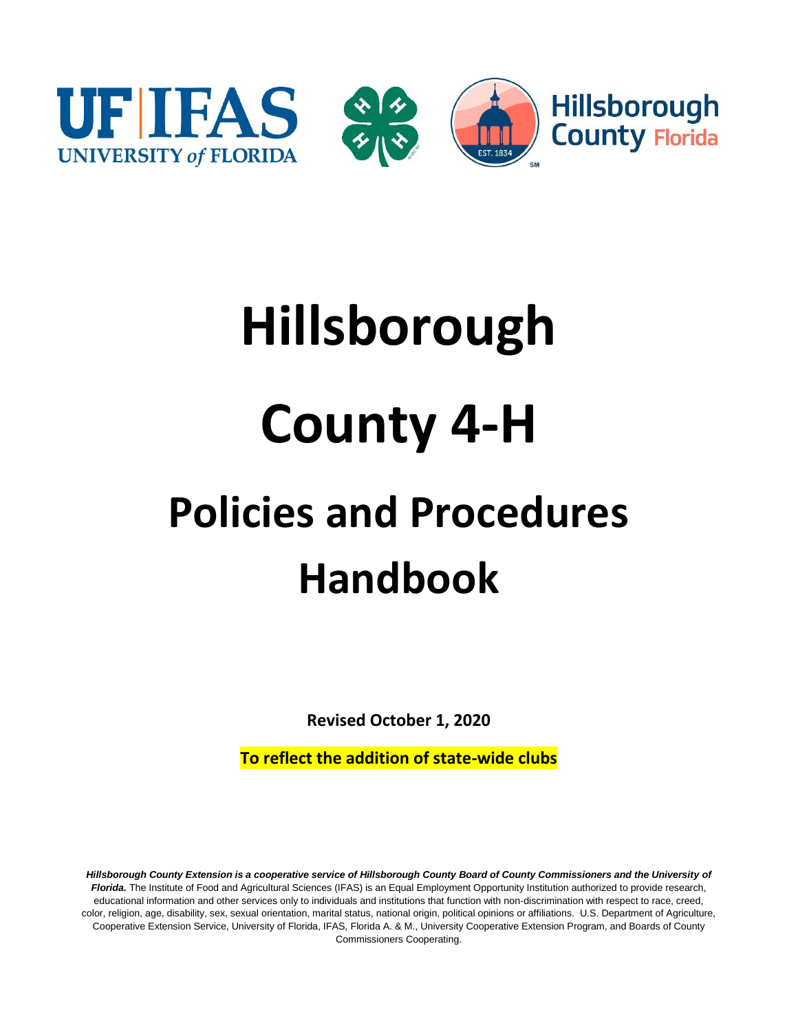# Hillsborough County 4-H

# Policies and Procedures Handbook

**Revised October 1, 2020**

**To reflect the addition of state-wide clubs**

***Hillsborough County Extension is a cooperative service of Hillsborough County Board of County Commissioners and the University of Florida.*** The Institute of Food and Agricultural Sciences (IFAS) is an Equal Employment Opportunity Institution authorized to provide research, educational information and other services only to individuals and institutions that function with non-discrimination with respect to race, creed, color, religion, age, disability, sex, sexual orientation, marital status, national origin, political opinions or affiliations. U.S. Department of Agriculture, Cooperative Extension Service, University of Florida, IFAS, Florida A. & M., University Cooperative Extension Program, and Boards of County Commissioners Cooperating.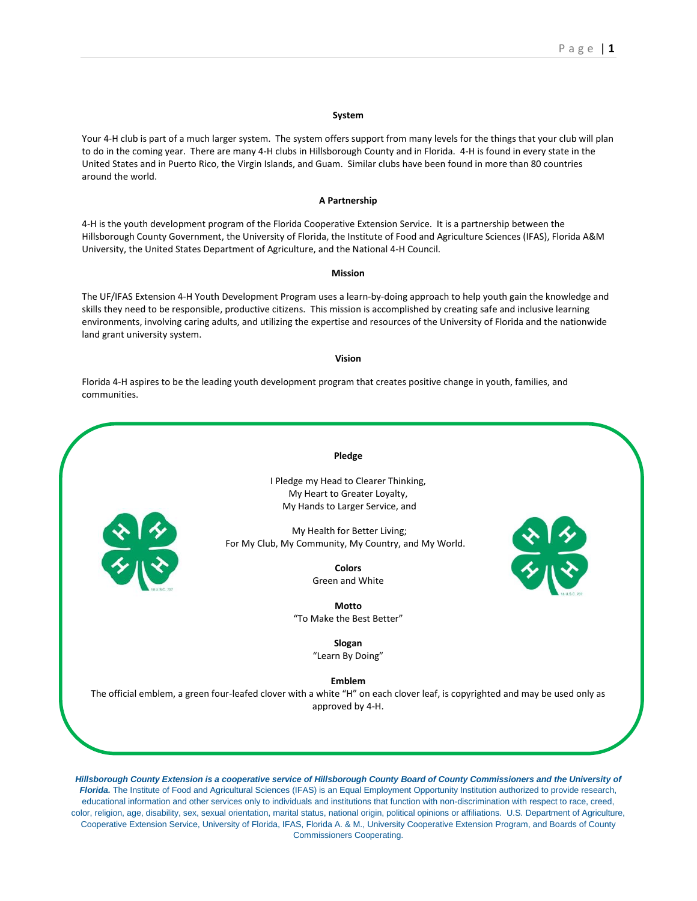## System

Your 4-H club is part of a much larger system. The system offers support from many levels for the things that your club will plan to do in the coming year. There are many 4-H clubs in Hillsborough County and in Florida. 4-H is found in every state in the United States and in Puerto Rico, the Virgin Islands, and Guam. Similar clubs have been found in more than 80 countries around the world.

## A Partnership

4-H is the youth development program of the Florida Cooperative Extension Service. It is a partnership between the Hillsborough County Government, the University of Florida, the Institute of Food and Agriculture Sciences (IFAS), Florida A&M University, the United States Department of Agriculture, and the National 4-H Council.

## Mission

The UF/IFAS Extension 4-H Youth Development Program uses a learn-by-doing approach to help youth gain the knowledge and skills they need to be responsible, productive citizens. This mission is accomplished by creating safe and inclusive learning environments, involving caring adults, and utilizing the expertise and resources of the University of Florida and the nationwide land grant university system.

## Vision

Florida 4-H aspires to be the leading youth development program that creates positive change in youth, families, and communities.

### Pledge

I Pledge my Head to Clearer Thinking,
My Heart to Greater Loyalty,
My Hands to Larger Service, and

My Health for Better Living;
For My Club, My Community, My Country, and My World.

### Colors

Green and White

### Motto

"To Make the Best Better"

### Slogan

"Learn By Doing"

### Emblem

The official emblem, a green four-leafed clover with a white "H" on each clover leaf, is copyrighted and may be used only as approved by 4-H.

***Hillsborough County Extension is a cooperative service of Hillsborough County Board of County Commissioners and the University of Florida.*** The Institute of Food and Agricultural Sciences (IFAS) is an Equal Employment Opportunity Institution authorized to provide research, educational information and other services only to individuals and institutions that function with non-discrimination with respect to race, creed, color, religion, age, disability, sex, sexual orientation, marital status, national origin, political opinions or affiliations. U.S. Department of Agriculture, Cooperative Extension Service, University of Florida, IFAS, Florida A. & M., University Cooperative Extension Program, and Boards of County Commissioners Cooperating.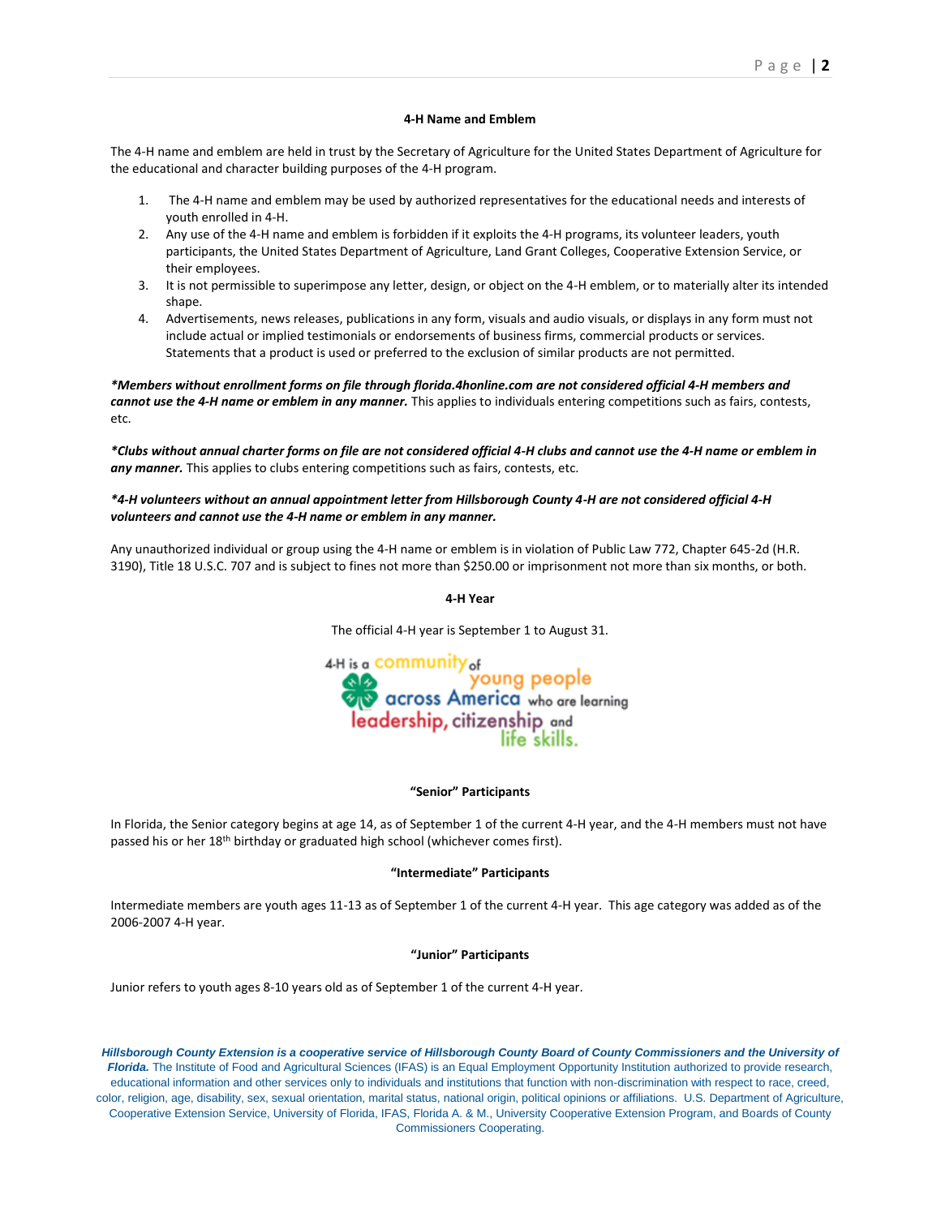## 4-H Name and Emblem

The 4-H name and emblem are held in trust by the Secretary of Agriculture for the United States Department of Agriculture for the educational and character building purposes of the 4-H program.

1. The 4-H name and emblem may be used by authorized representatives for the educational needs and interests of youth enrolled in 4-H.
2. Any use of the 4-H name and emblem is forbidden if it exploits the 4-H programs, its volunteer leaders, youth participants, the United States Department of Agriculture, Land Grant Colleges, Cooperative Extension Service, or their employees.
3. It is not permissible to superimpose any letter, design, or object on the 4-H emblem, or to materially alter its intended shape.
4. Advertisements, news releases, publications in any form, visuals and audio visuals, or displays in any form must not include actual or implied testimonials or endorsements of business firms, commercial products or services. Statements that a product is used or preferred to the exclusion of similar products are not permitted.

***Members without enrollment forms on file through florida.4honline.com are not considered official 4-H members and cannot use the 4-H name or emblem in any manner.*** This applies to individuals entering competitions such as fairs, contests, etc.

***Clubs without annual charter forms on file are not considered official 4-H clubs and cannot use the 4-H name or emblem in any manner.*** This applies to clubs entering competitions such as fairs, contests, etc.

***4-H volunteers without an annual appointment letter from Hillsborough County 4-H are not considered official 4-H volunteers and cannot use the 4-H name or emblem in any manner.***

Any unauthorized individual or group using the 4-H name or emblem is in violation of Public Law 772, Chapter 645-2d (H.R. 3190), Title 18 U.S.C. 707 and is subject to fines not more than $250.00 or imprisonment not more than six months, or both.

## 4-H Year

The official 4-H year is September 1 to August 31.

4-H is a community of young people across America who are learning leadership, citizenship and life skills.

## "Senior" Participants

In Florida, the Senior category begins at age 14, as of September 1 of the current 4-H year, and the 4-H members must not have passed his or her 18th birthday or graduated high school (whichever comes first).

## "Intermediate" Participants

Intermediate members are youth ages 11-13 as of September 1 of the current 4-H year. This age category was added as of the 2006-2007 4-H year.

## "Junior" Participants

Junior refers to youth ages 8-10 years old as of September 1 of the current 4-H year.

***Hillsborough County Extension is a cooperative service of Hillsborough County Board of County Commissioners and the University of Florida.*** The Institute of Food and Agricultural Sciences (IFAS) is an Equal Employment Opportunity Institution authorized to provide research, educational information and other services only to individuals and institutions that function with non-discrimination with respect to race, creed, color, religion, age, disability, sex, sexual orientation, marital status, national origin, political opinions or affiliations. U.S. Department of Agriculture, Cooperative Extension Service, University of Florida, IFAS, Florida A. & M., University Cooperative Extension Program, and Boards of County Commissioners Cooperating.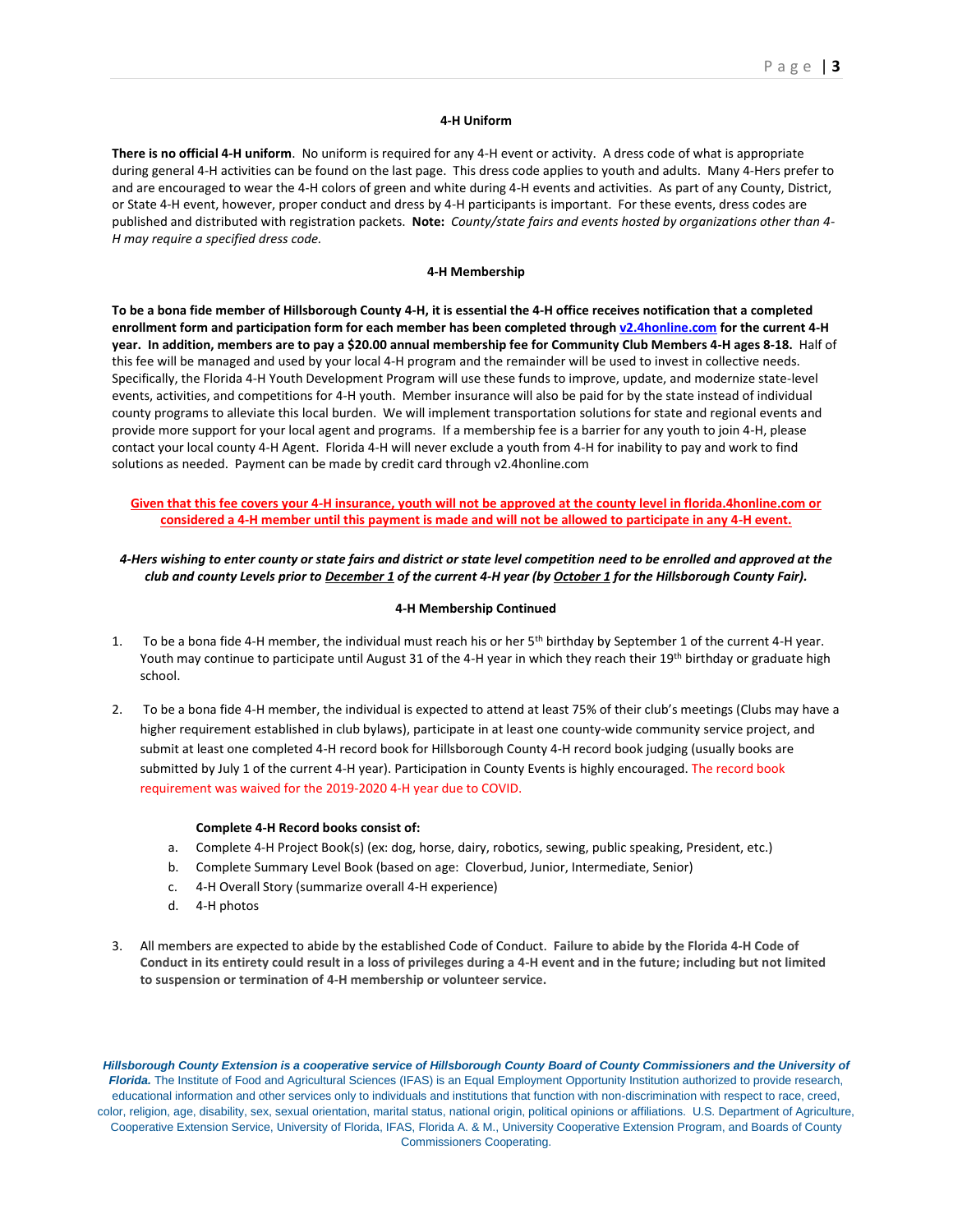### 4-H Uniform

**There is no official 4-H uniform**. No uniform is required for any 4-H event or activity. A dress code of what is appropriate during general 4-H activities can be found on the last page. This dress code applies to youth and adults. Many 4-Hers prefer to and are encouraged to wear the 4-H colors of green and white during 4-H events and activities. As part of any County, District, or State 4-H event, however, proper conduct and dress by 4-H participants is important. For these events, dress codes are published and distributed with registration packets. **Note:** *County/state fairs and events hosted by organizations other than 4-H may require a specified dress code.*

### 4-H Membership

**To be a bona fide member of Hillsborough County 4-H, it is essential the 4-H office receives notification that a completed enrollment form and participation form for each member has been completed through v2.4honline.com for the current 4-H year. In addition, members are to pay a $20.00 annual membership fee for Community Club Members 4-H ages 8-18.** Half of this fee will be managed and used by your local 4-H program and the remainder will be used to invest in collective needs. Specifically, the Florida 4-H Youth Development Program will use these funds to improve, update, and modernize state-level events, activities, and competitions for 4-H youth. Member insurance will also be paid for by the state instead of individual county programs to alleviate this local burden. We will implement transportation solutions for state and regional events and provide more support for your local agent and programs. If a membership fee is a barrier for any youth to join 4-H, please contact your local county 4-H Agent. Florida 4-H will never exclude a youth from 4-H for inability to pay and work to find solutions as needed. Payment can be made by credit card through v2.4honline.com

**Given that this fee covers your 4-H insurance, youth will not be approved at the county level in florida.4honline.com or considered a 4-H member until this payment is made and will not be allowed to participate in any 4-H event.**

***4-Hers wishing to enter county or state fairs and district or state level competition need to be enrolled and approved at the club and county Levels prior to December 1 of the current 4-H year (by October 1 for the Hillsborough County Fair).***

### 4-H Membership Continued

1. To be a bona fide 4-H member, the individual must reach his or her 5th birthday by September 1 of the current 4-H year. Youth may continue to participate until August 31 of the 4-H year in which they reach their 19th birthday or graduate high school.

2. To be a bona fide 4-H member, the individual is expected to attend at least 75% of their club's meetings (Clubs may have a higher requirement established in club bylaws), participate in at least one county-wide community service project, and submit at least one completed 4-H record book for Hillsborough County 4-H record book judging (usually books are submitted by July 1 of the current 4-H year). Participation in County Events is highly encouraged. The record book requirement was waived for the 2019-2020 4-H year due to COVID.

   **Complete 4-H Record books consist of:**

   a. Complete 4-H Project Book(s) (ex: dog, horse, dairy, robotics, sewing, public speaking, President, etc.)
   b. Complete Summary Level Book (based on age: Cloverbud, Junior, Intermediate, Senior)
   c. 4-H Overall Story (summarize overall 4-H experience)
   d. 4-H photos

3. All members are expected to abide by the established Code of Conduct. **Failure to abide by the Florida 4-H Code of Conduct in its entirety could result in a loss of privileges during a 4-H event and in the future; including but not limited to suspension or termination of 4-H membership or volunteer service.**

***Hillsborough County Extension is a cooperative service of Hillsborough County Board of County Commissioners and the University of Florida.*** The Institute of Food and Agricultural Sciences (IFAS) is an Equal Employment Opportunity Institution authorized to provide research, educational information and other services only to individuals and institutions that function with non-discrimination with respect to race, creed, color, religion, age, disability, sex, sexual orientation, marital status, national origin, political opinions or affiliations. U.S. Department of Agriculture, Cooperative Extension Service, University of Florida, IFAS, Florida A. & M., University Cooperative Extension Program, and Boards of County Commissioners Cooperating.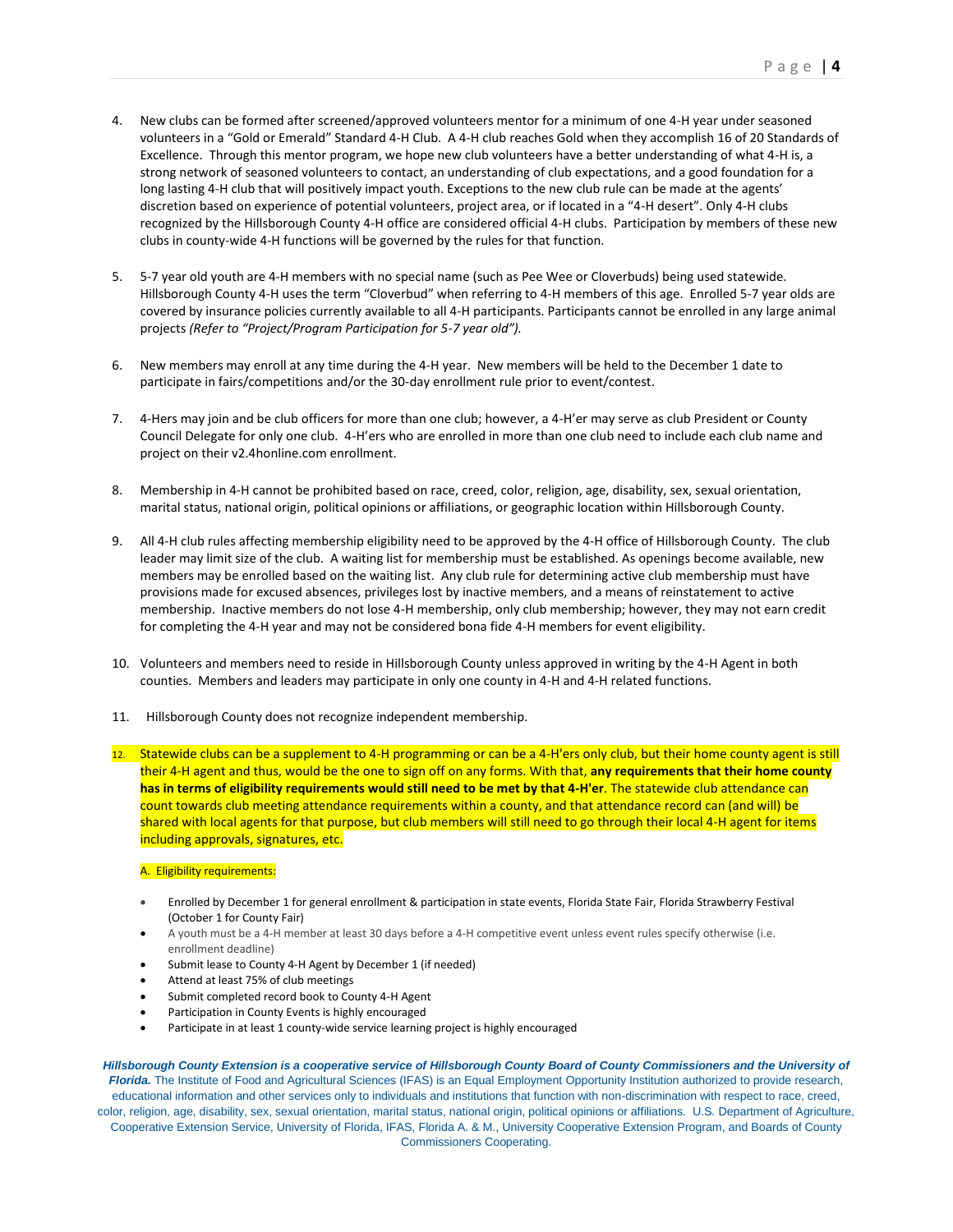4. New clubs can be formed after screened/approved volunteers mentor for a minimum of one 4-H year under seasoned volunteers in a "Gold or Emerald" Standard 4-H Club. A 4-H club reaches Gold when they accomplish 16 of 20 Standards of Excellence. Through this mentor program, we hope new club volunteers have a better understanding of what 4-H is, a strong network of seasoned volunteers to contact, an understanding of club expectations, and a good foundation for a long lasting 4-H club that will positively impact youth. Exceptions to the new club rule can be made at the agents' discretion based on experience of potential volunteers, project area, or if located in a "4-H desert". Only 4-H clubs recognized by the Hillsborough County 4-H office are considered official 4-H clubs. Participation by members of these new clubs in county-wide 4-H functions will be governed by the rules for that function.

5. 5-7 year old youth are 4-H members with no special name (such as Pee Wee or Cloverbuds) being used statewide. Hillsborough County 4-H uses the term "Cloverbud" when referring to 4-H members of this age. Enrolled 5-7 year olds are covered by insurance policies currently available to all 4-H participants. Participants cannot be enrolled in any large animal projects *(Refer to "Project/Program Participation for 5-7 year old").*

6. New members may enroll at any time during the 4-H year. New members will be held to the December 1 date to participate in fairs/competitions and/or the 30-day enrollment rule prior to event/contest.

7. 4-Hers may join and be club officers for more than one club; however, a 4-H'er may serve as club President or County Council Delegate for only one club. 4-H'ers who are enrolled in more than one club need to include each club name and project on their v2.4honline.com enrollment.

8. Membership in 4-H cannot be prohibited based on race, creed, color, religion, age, disability, sex, sexual orientation, marital status, national origin, political opinions or affiliations, or geographic location within Hillsborough County.

9. All 4-H club rules affecting membership eligibility need to be approved by the 4-H office of Hillsborough County. The club leader may limit size of the club. A waiting list for membership must be established. As openings become available, new members may be enrolled based on the waiting list. Any club rule for determining active club membership must have provisions made for excused absences, privileges lost by inactive members, and a means of reinstatement to active membership. Inactive members do not lose 4-H membership, only club membership; however, they may not earn credit for completing the 4-H year and may not be considered bona fide 4-H members for event eligibility.

10. Volunteers and members need to reside in Hillsborough County unless approved in writing by the 4-H Agent in both counties. Members and leaders may participate in only one county in 4-H and 4-H related functions.

11. Hillsborough County does not recognize independent membership.

12. Statewide clubs can be a supplement to 4-H programming or can be a 4-H'ers only club, but their home county agent is still their 4-H agent and thus, would be the one to sign off on any forms. With that, **any requirements that their home county has in terms of eligibility requirements would still need to be met by that 4-H'er**. The statewide club attendance can count towards club meeting attendance requirements within a county, and that attendance record can (and will) be shared with local agents for that purpose, but club members will still need to go through their local 4-H agent for items including approvals, signatures, etc.

    A. Eligibility requirements:

    - Enrolled by December 1 for general enrollment & participation in state events, Florida State Fair, Florida Strawberry Festival (October 1 for County Fair)
    - A youth must be a 4-H member at least 30 days before a 4-H competitive event unless event rules specify otherwise (i.e. enrollment deadline)
    - Submit lease to County 4-H Agent by December 1 (if needed)
    - Attend at least 75% of club meetings
    - Submit completed record book to County 4-H Agent
    - Participation in County Events is highly encouraged
    - Participate in at least 1 county-wide service learning project is highly encouraged

***Hillsborough County Extension is a cooperative service of Hillsborough County Board of County Commissioners and the University of Florida.*** The Institute of Food and Agricultural Sciences (IFAS) is an Equal Employment Opportunity Institution authorized to provide research, educational information and other services only to individuals and institutions that function with non-discrimination with respect to race, creed, color, religion, age, disability, sex, sexual orientation, marital status, national origin, political opinions or affiliations. U.S. Department of Agriculture, Cooperative Extension Service, University of Florida, IFAS, Florida A. & M., University Cooperative Extension Program, and Boards of County Commissioners Cooperating.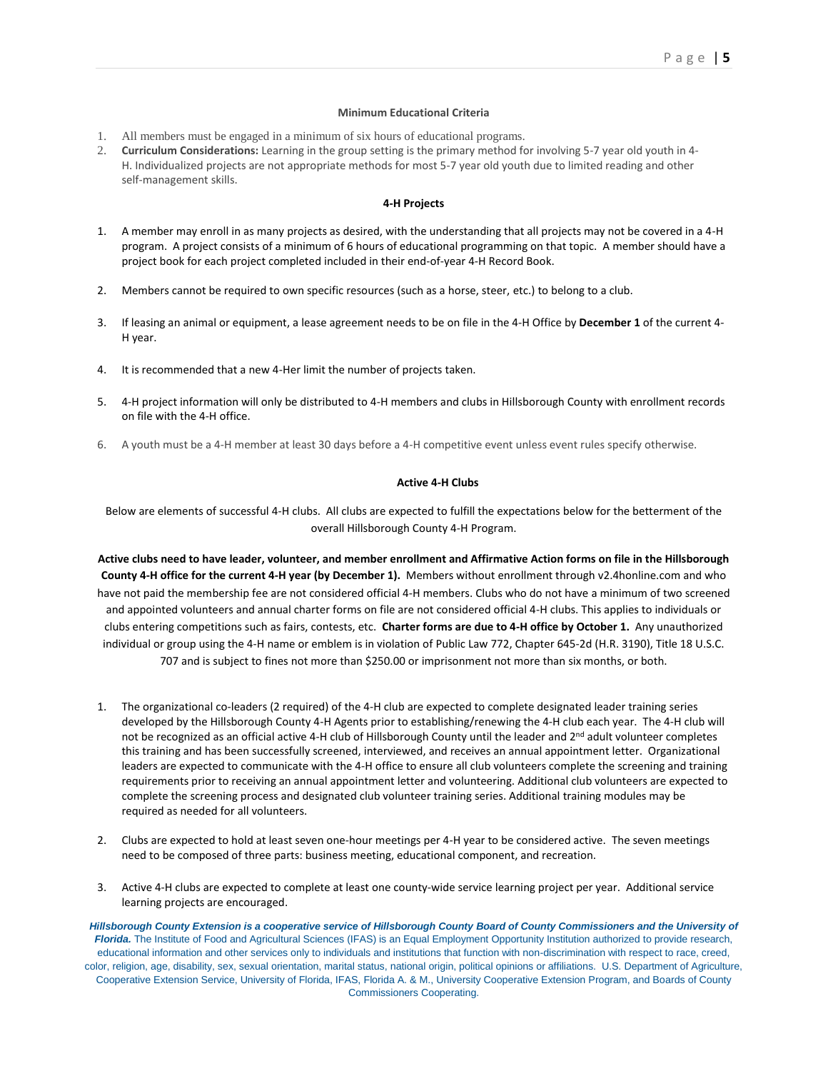## Minimum Educational Criteria

1. All members must be engaged in a minimum of six hours of educational programs.
2. **Curriculum Considerations:** Learning in the group setting is the primary method for involving 5-7 year old youth in 4-H. Individualized projects are not appropriate methods for most 5-7 year old youth due to limited reading and other self-management skills.

## 4-H Projects

1. A member may enroll in as many projects as desired, with the understanding that all projects may not be covered in a 4-H program. A project consists of a minimum of 6 hours of educational programming on that topic. A member should have a project book for each project completed included in their end-of-year 4-H Record Book.

2. Members cannot be required to own specific resources (such as a horse, steer, etc.) to belong to a club.

3. If leasing an animal or equipment, a lease agreement needs to be on file in the 4-H Office by **December 1** of the current 4-H year.

4. It is recommended that a new 4-Her limit the number of projects taken.

5. 4-H project information will only be distributed to 4-H members and clubs in Hillsborough County with enrollment records on file with the 4-H office.

6. A youth must be a 4-H member at least 30 days before a 4-H competitive event unless event rules specify otherwise.

## Active 4-H Clubs

Below are elements of successful 4-H clubs. All clubs are expected to fulfill the expectations below for the betterment of the overall Hillsborough County 4-H Program.

**Active clubs need to have leader, volunteer, and member enrollment and Affirmative Action forms on file in the Hillsborough County 4-H office for the current 4-H year (by December 1).** Members without enrollment through v2.4honline.com and who have not paid the membership fee are not considered official 4-H members. Clubs who do not have a minimum of two screened and appointed volunteers and annual charter forms on file are not considered official 4-H clubs. This applies to individuals or clubs entering competitions such as fairs, contests, etc. **Charter forms are due to 4-H office by October 1.** Any unauthorized individual or group using the 4-H name or emblem is in violation of Public Law 772, Chapter 645-2d (H.R. 3190), Title 18 U.S.C. 707 and is subject to fines not more than $250.00 or imprisonment not more than six months, or both.

1. The organizational co-leaders (2 required) of the 4-H club are expected to complete designated leader training series developed by the Hillsborough County 4-H Agents prior to establishing/renewing the 4-H club each year. The 4-H club will not be recognized as an official active 4-H club of Hillsborough County until the leader and 2nd adult volunteer completes this training and has been successfully screened, interviewed, and receives an annual appointment letter. Organizational leaders are expected to communicate with the 4-H office to ensure all club volunteers complete the screening and training requirements prior to receiving an annual appointment letter and volunteering. Additional club volunteers are expected to complete the screening process and designated club volunteer training series. Additional training modules may be required as needed for all volunteers.

2. Clubs are expected to hold at least seven one-hour meetings per 4-H year to be considered active. The seven meetings need to be composed of three parts: business meeting, educational component, and recreation.

3. Active 4-H clubs are expected to complete at least one county-wide service learning project per year. Additional service learning projects are encouraged.

***Hillsborough County Extension is a cooperative service of Hillsborough County Board of County Commissioners and the University of Florida.*** The Institute of Food and Agricultural Sciences (IFAS) is an Equal Employment Opportunity Institution authorized to provide research, educational information and other services only to individuals and institutions that function with non-discrimination with respect to race, creed, color, religion, age, disability, sex, sexual orientation, marital status, national origin, political opinions or affiliations. U.S. Department of Agriculture, Cooperative Extension Service, University of Florida, IFAS, Florida A. & M., University Cooperative Extension Program, and Boards of County Commissioners Cooperating.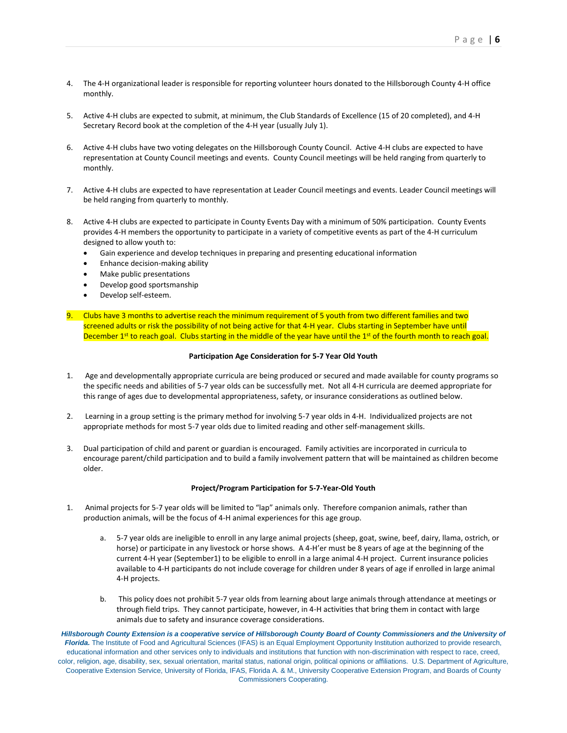4. The 4-H organizational leader is responsible for reporting volunteer hours donated to the Hillsborough County 4-H office monthly.

5. Active 4-H clubs are expected to submit, at minimum, the Club Standards of Excellence (15 of 20 completed), and 4-H Secretary Record book at the completion of the 4-H year (usually July 1).

6. Active 4-H clubs have two voting delegates on the Hillsborough County Council. Active 4-H clubs are expected to have representation at County Council meetings and events. County Council meetings will be held ranging from quarterly to monthly.

7. Active 4-H clubs are expected to have representation at Leader Council meetings and events. Leader Council meetings will be held ranging from quarterly to monthly.

8. Active 4-H clubs are expected to participate in County Events Day with a minimum of 50% participation. County Events provides 4-H members the opportunity to participate in a variety of competitive events as part of the 4-H curriculum designed to allow youth to:
   - Gain experience and develop techniques in preparing and presenting educational information
   - Enhance decision-making ability
   - Make public presentations
   - Develop good sportsmanship
   - Develop self-esteem.

9. Clubs have 3 months to advertise reach the minimum requirement of 5 youth from two different families and two screened adults or risk the possibility of not being active for that 4-H year. Clubs starting in September have until December 1st to reach goal. Clubs starting in the middle of the year have until the 1st of the fourth month to reach goal.

**Participation Age Consideration for 5-7 Year Old Youth**

1. Age and developmentally appropriate curricula are being produced or secured and made available for county programs so the specific needs and abilities of 5-7 year olds can be successfully met. Not all 4-H curricula are deemed appropriate for this range of ages due to developmental appropriateness, safety, or insurance considerations as outlined below.

2. Learning in a group setting is the primary method for involving 5-7 year olds in 4-H. Individualized projects are not appropriate methods for most 5-7 year olds due to limited reading and other self-management skills.

3. Dual participation of child and parent or guardian is encouraged. Family activities are incorporated in curricula to encourage parent/child participation and to build a family involvement pattern that will be maintained as children become older.

**Project/Program Participation for 5-7-Year-Old Youth**

1. Animal projects for 5-7 year olds will be limited to "lap" animals only. Therefore companion animals, rather than production animals, will be the focus of 4-H animal experiences for this age group.

   a. 5-7 year olds are ineligible to enroll in any large animal projects (sheep, goat, swine, beef, dairy, llama, ostrich, or horse) or participate in any livestock or horse shows. A 4-H'er must be 8 years of age at the beginning of the current 4-H year (September1) to be eligible to enroll in a large animal 4-H project. Current insurance policies available to 4-H participants do not include coverage for children under 8 years of age if enrolled in large animal 4-H projects.

   b. This policy does not prohibit 5-7 year olds from learning about large animals through attendance at meetings or through field trips. They cannot participate, however, in 4-H activities that bring them in contact with large animals due to safety and insurance coverage considerations.

***Hillsborough County Extension is a cooperative service of Hillsborough County Board of County Commissioners and the University of Florida.*** The Institute of Food and Agricultural Sciences (IFAS) is an Equal Employment Opportunity Institution authorized to provide research, educational information and other services only to individuals and institutions that function with non-discrimination with respect to race, creed, color, religion, age, disability, sex, sexual orientation, marital status, national origin, political opinions or affiliations. U.S. Department of Agriculture, Cooperative Extension Service, University of Florida, IFAS, Florida A. & M., University Cooperative Extension Program, and Boards of County Commissioners Cooperating.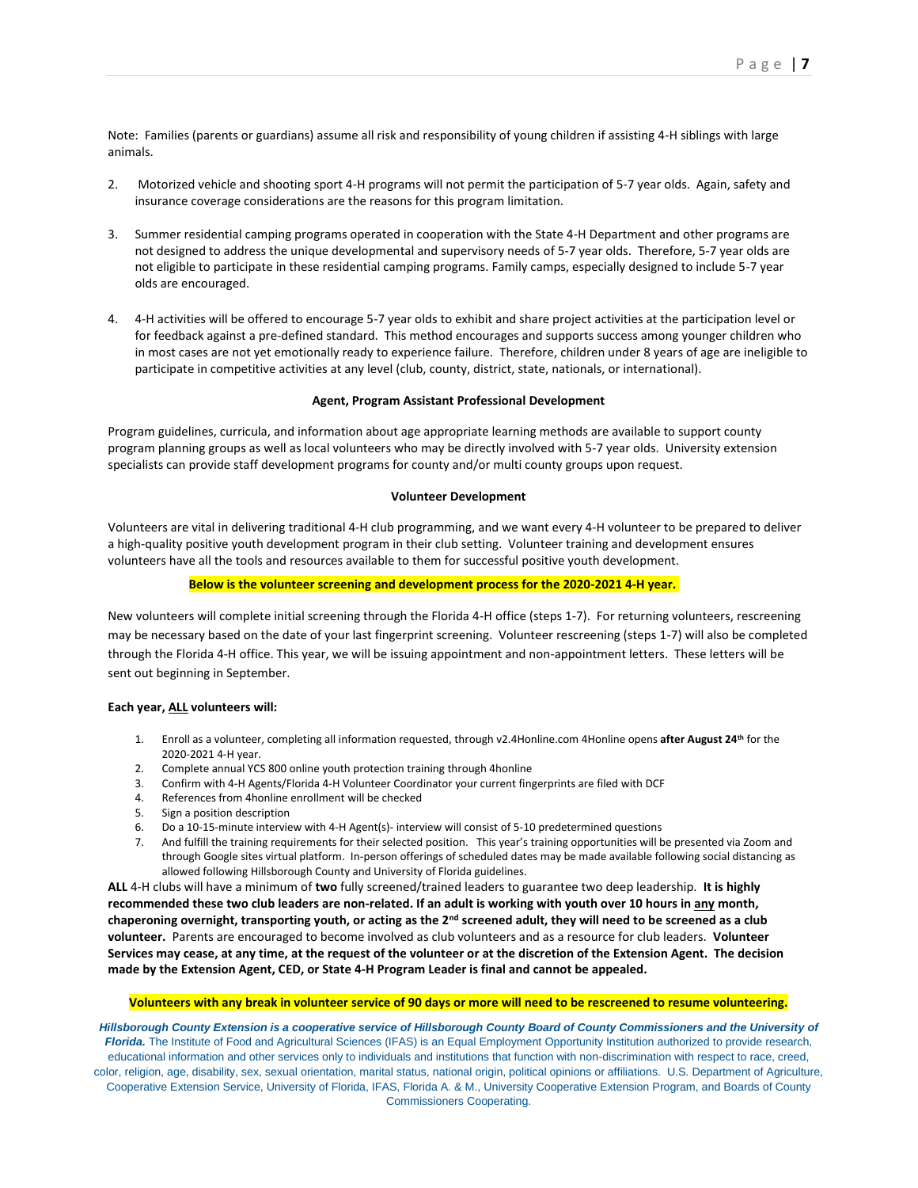Note: Families (parents or guardians) assume all risk and responsibility of young children if assisting 4-H siblings with large animals.

2. Motorized vehicle and shooting sport 4-H programs will not permit the participation of 5-7 year olds. Again, safety and insurance coverage considerations are the reasons for this program limitation.

3. Summer residential camping programs operated in cooperation with the State 4-H Department and other programs are not designed to address the unique developmental and supervisory needs of 5-7 year olds. Therefore, 5-7 year olds are not eligible to participate in these residential camping programs. Family camps, especially designed to include 5-7 year olds are encouraged.

4. 4-H activities will be offered to encourage 5-7 year olds to exhibit and share project activities at the participation level or for feedback against a pre-defined standard. This method encourages and supports success among younger children who in most cases are not yet emotionally ready to experience failure. Therefore, children under 8 years of age are ineligible to participate in competitive activities at any level (club, county, district, state, nationals, or international).

**Agent, Program Assistant Professional Development**

Program guidelines, curricula, and information about age appropriate learning methods are available to support county program planning groups as well as local volunteers who may be directly involved with 5-7 year olds. University extension specialists can provide staff development programs for county and/or multi county groups upon request.

**Volunteer Development**

Volunteers are vital in delivering traditional 4-H club programming, and we want every 4-H volunteer to be prepared to deliver a high-quality positive youth development program in their club setting. Volunteer training and development ensures volunteers have all the tools and resources available to them for successful positive youth development.

**Below is the volunteer screening and development process for the 2020-2021 4-H year.**

New volunteers will complete initial screening through the Florida 4-H office (steps 1-7). For returning volunteers, rescreening may be necessary based on the date of your last fingerprint screening. Volunteer rescreening (steps 1-7) will also be completed through the Florida 4-H office. This year, we will be issuing appointment and non-appointment letters. These letters will be sent out beginning in September.

**Each year, ALL volunteers will:**

1. Enroll as a volunteer, completing all information requested, through v2.4Honline.com 4Honline opens **after August 24th** for the 2020-2021 4-H year.
2. Complete annual YCS 800 online youth protection training through 4honline
3. Confirm with 4-H Agents/Florida 4-H Volunteer Coordinator your current fingerprints are filed with DCF
4. References from 4honline enrollment will be checked
5. Sign a position description
6. Do a 10-15-minute interview with 4-H Agent(s)- interview will consist of 5-10 predetermined questions
7. And fulfill the training requirements for their selected position. This year's training opportunities will be presented via Zoom and through Google sites virtual platform. In-person offerings of scheduled dates may be made available following social distancing as allowed following Hillsborough County and University of Florida guidelines.

**ALL** 4-H clubs will have a minimum of **two** fully screened/trained leaders to guarantee two deep leadership. **It is highly recommended these two club leaders are non-related. If an adult is working with youth over 10 hours in any month, chaperoning overnight, transporting youth, or acting as the 2nd screened adult, they will need to be screened as a club volunteer.** Parents are encouraged to become involved as club volunteers and as a resource for club leaders. **Volunteer Services may cease, at any time, at the request of the volunteer or at the discretion of the Extension Agent. The decision made by the Extension Agent, CED, or State 4-H Program Leader is final and cannot be appealed.**

**Volunteers with any break in volunteer service of 90 days or more will need to be rescreened to resume volunteering.**

***Hillsborough County Extension is a cooperative service of Hillsborough County Board of County Commissioners and the University of Florida.*** The Institute of Food and Agricultural Sciences (IFAS) is an Equal Employment Opportunity Institution authorized to provide research, educational information and other services only to individuals and institutions that function with non-discrimination with respect to race, creed, color, religion, age, disability, sex, sexual orientation, marital status, national origin, political opinions or affiliations. U.S. Department of Agriculture, Cooperative Extension Service, University of Florida, IFAS, Florida A. & M., University Cooperative Extension Program, and Boards of County Commissioners Cooperating.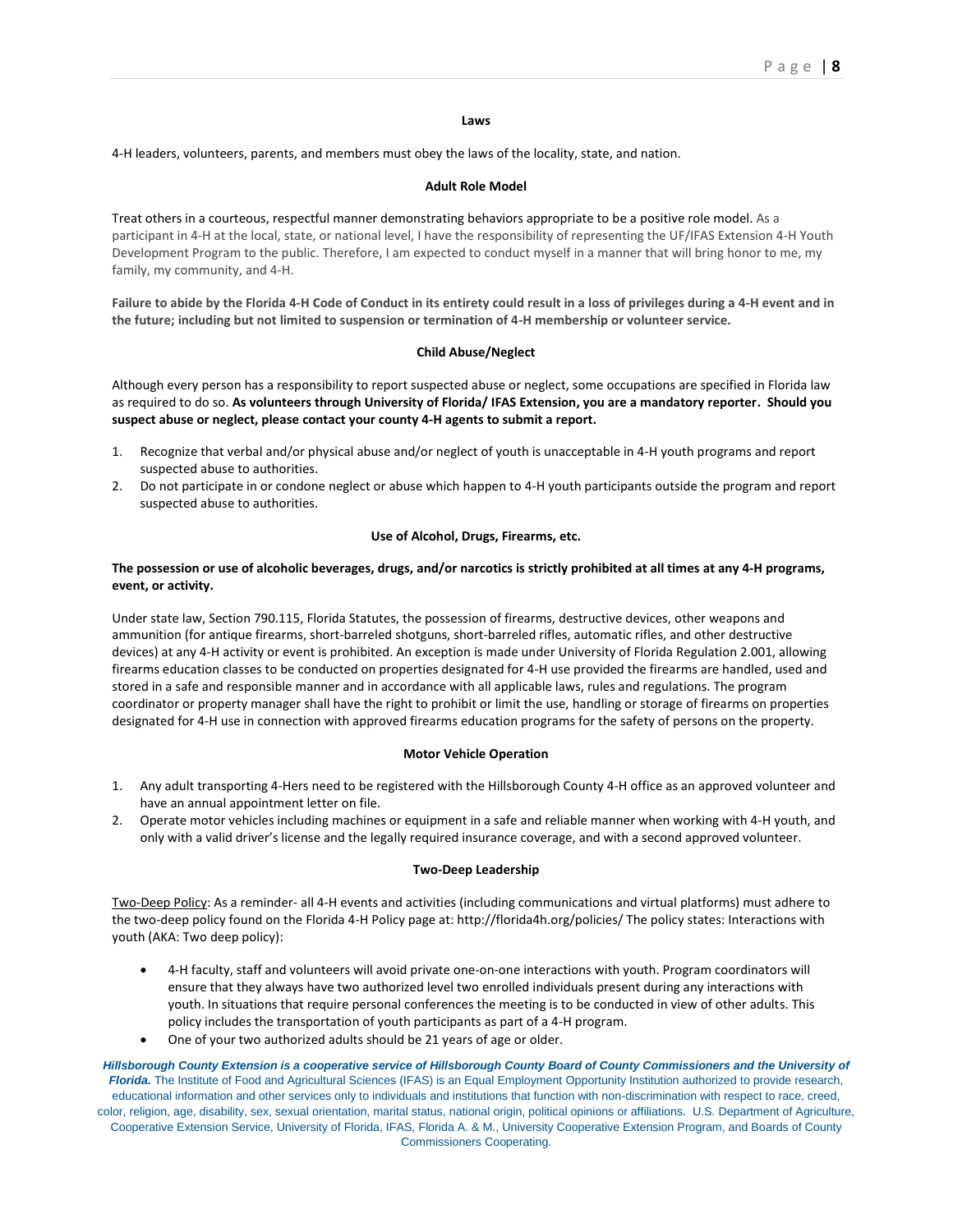### Laws

4-H leaders, volunteers, parents, and members must obey the laws of the locality, state, and nation.

### Adult Role Model

Treat others in a courteous, respectful manner demonstrating behaviors appropriate to be a positive role model. As a participant in 4-H at the local, state, or national level, I have the responsibility of representing the UF/IFAS Extension 4-H Youth Development Program to the public. Therefore, I am expected to conduct myself in a manner that will bring honor to me, my family, my community, and 4-H.

**Failure to abide by the Florida 4-H Code of Conduct in its entirety could result in a loss of privileges during a 4-H event and in the future; including but not limited to suspension or termination of 4-H membership or volunteer service.**

### Child Abuse/Neglect

Although every person has a responsibility to report suspected abuse or neglect, some occupations are specified in Florida law as required to do so. **As volunteers through University of Florida/ IFAS Extension, you are a mandatory reporter. Should you suspect abuse or neglect, please contact your county 4-H agents to submit a report.**

1. Recognize that verbal and/or physical abuse and/or neglect of youth is unacceptable in 4-H youth programs and report suspected abuse to authorities.
2. Do not participate in or condone neglect or abuse which happen to 4-H youth participants outside the program and report suspected abuse to authorities.

### Use of Alcohol, Drugs, Firearms, etc.

**The possession or use of alcoholic beverages, drugs, and/or narcotics is strictly prohibited at all times at any 4-H programs, event, or activity.**

Under state law, Section 790.115, Florida Statutes, the possession of firearms, destructive devices, other weapons and ammunition (for antique firearms, short-barreled shotguns, short-barreled rifles, automatic rifles, and other destructive devices) at any 4-H activity or event is prohibited. An exception is made under University of Florida Regulation 2.001, allowing firearms education classes to be conducted on properties designated for 4-H use provided the firearms are handled, used and stored in a safe and responsible manner and in accordance with all applicable laws, rules and regulations. The program coordinator or property manager shall have the right to prohibit or limit the use, handling or storage of firearms on properties designated for 4-H use in connection with approved firearms education programs for the safety of persons on the property.

### Motor Vehicle Operation

1. Any adult transporting 4-Hers need to be registered with the Hillsborough County 4-H office as an approved volunteer and have an annual appointment letter on file.
2. Operate motor vehicles including machines or equipment in a safe and reliable manner when working with 4-H youth, and only with a valid driver's license and the legally required insurance coverage, and with a second approved volunteer.

### Two-Deep Leadership

Two-Deep Policy: As a reminder- all 4-H events and activities (including communications and virtual platforms) must adhere to the two-deep policy found on the Florida 4-H Policy page at: http://florida4h.org/policies/ The policy states: Interactions with youth (AKA: Two deep policy):

- 4-H faculty, staff and volunteers will avoid private one-on-one interactions with youth. Program coordinators will ensure that they always have two authorized level two enrolled individuals present during any interactions with youth. In situations that require personal conferences the meeting is to be conducted in view of other adults. This policy includes the transportation of youth participants as part of a 4-H program.
- One of your two authorized adults should be 21 years of age or older.

***Hillsborough County Extension is a cooperative service of Hillsborough County Board of County Commissioners and the University of Florida.*** The Institute of Food and Agricultural Sciences (IFAS) is an Equal Employment Opportunity Institution authorized to provide research, educational information and other services only to individuals and institutions that function with non-discrimination with respect to race, creed, color, religion, age, disability, sex, sexual orientation, marital status, national origin, political opinions or affiliations. U.S. Department of Agriculture, Cooperative Extension Service, University of Florida, IFAS, Florida A. & M., University Cooperative Extension Program, and Boards of County Commissioners Cooperating.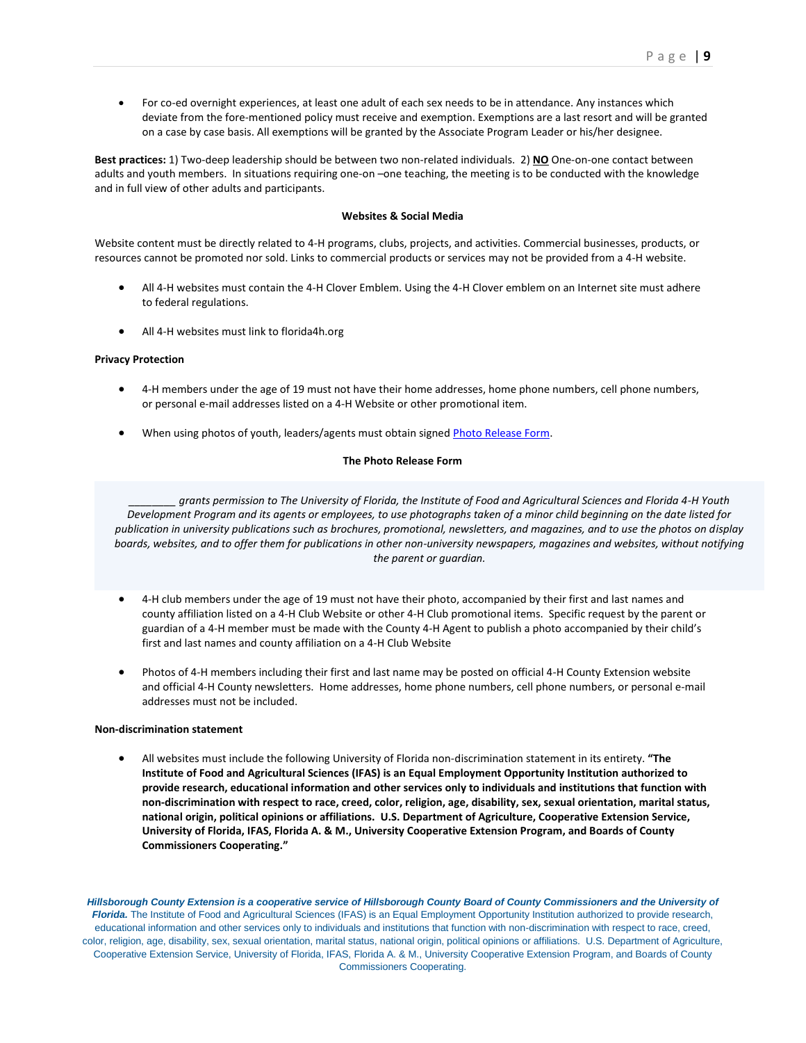- For co-ed overnight experiences, at least one adult of each sex needs to be in attendance. Any instances which deviate from the fore-mentioned policy must receive and exemption. Exemptions are a last resort and will be granted on a case by case basis. All exemptions will be granted by the Associate Program Leader or his/her designee.

**Best practices:** 1) Two-deep leadership should be between two non-related individuals. 2) **NO** One-on-one contact between adults and youth members. In situations requiring one-on –one teaching, the meeting is to be conducted with the knowledge and in full view of other adults and participants.

**Websites & Social Media**

Website content must be directly related to 4-H programs, clubs, projects, and activities. Commercial businesses, products, or resources cannot be promoted nor sold. Links to commercial products or services may not be provided from a 4-H website.

- All 4-H websites must contain the 4-H Clover Emblem. Using the 4-H Clover emblem on an Internet site must adhere to federal regulations.

- All 4-H websites must link to florida4h.org

**Privacy Protection**

- 4-H members under the age of 19 must not have their home addresses, home phone numbers, cell phone numbers, or personal e-mail addresses listed on a 4-H Website or other promotional item.

- When using photos of youth, leaders/agents must obtain signed Photo Release Form.

**The Photo Release Form**

*________ grants permission to The University of Florida, the Institute of Food and Agricultural Sciences and Florida 4-H Youth Development Program and its agents or employees, to use photographs taken of a minor child beginning on the date listed for publication in university publications such as brochures, promotional, newsletters, and magazines, and to use the photos on display boards, websites, and to offer them for publications in other non-university newspapers, magazines and websites, without notifying the parent or guardian.*

- 4-H club members under the age of 19 must not have their photo, accompanied by their first and last names and county affiliation listed on a 4-H Club Website or other 4-H Club promotional items. Specific request by the parent or guardian of a 4-H member must be made with the County 4-H Agent to publish a photo accompanied by their child's first and last names and county affiliation on a 4-H Club Website

- Photos of 4-H members including their first and last name may be posted on official 4-H County Extension website and official 4-H County newsletters. Home addresses, home phone numbers, cell phone numbers, or personal e-mail addresses must not be included.

**Non-discrimination statement**

- All websites must include the following University of Florida non-discrimination statement in its entirety. **"The Institute of Food and Agricultural Sciences (IFAS) is an Equal Employment Opportunity Institution authorized to provide research, educational information and other services only to individuals and institutions that function with non-discrimination with respect to race, creed, color, religion, age, disability, sex, sexual orientation, marital status, national origin, political opinions or affiliations. U.S. Department of Agriculture, Cooperative Extension Service, University of Florida, IFAS, Florida A. & M., University Cooperative Extension Program, and Boards of County Commissioners Cooperating."**

***Hillsborough County Extension is a cooperative service of Hillsborough County Board of County Commissioners and the University of Florida.*** The Institute of Food and Agricultural Sciences (IFAS) is an Equal Employment Opportunity Institution authorized to provide research, educational information and other services only to individuals and institutions that function with non-discrimination with respect to race, creed, color, religion, age, disability, sex, sexual orientation, marital status, national origin, political opinions or affiliations. U.S. Department of Agriculture, Cooperative Extension Service, University of Florida, IFAS, Florida A. & M., University Cooperative Extension Program, and Boards of County Commissioners Cooperating.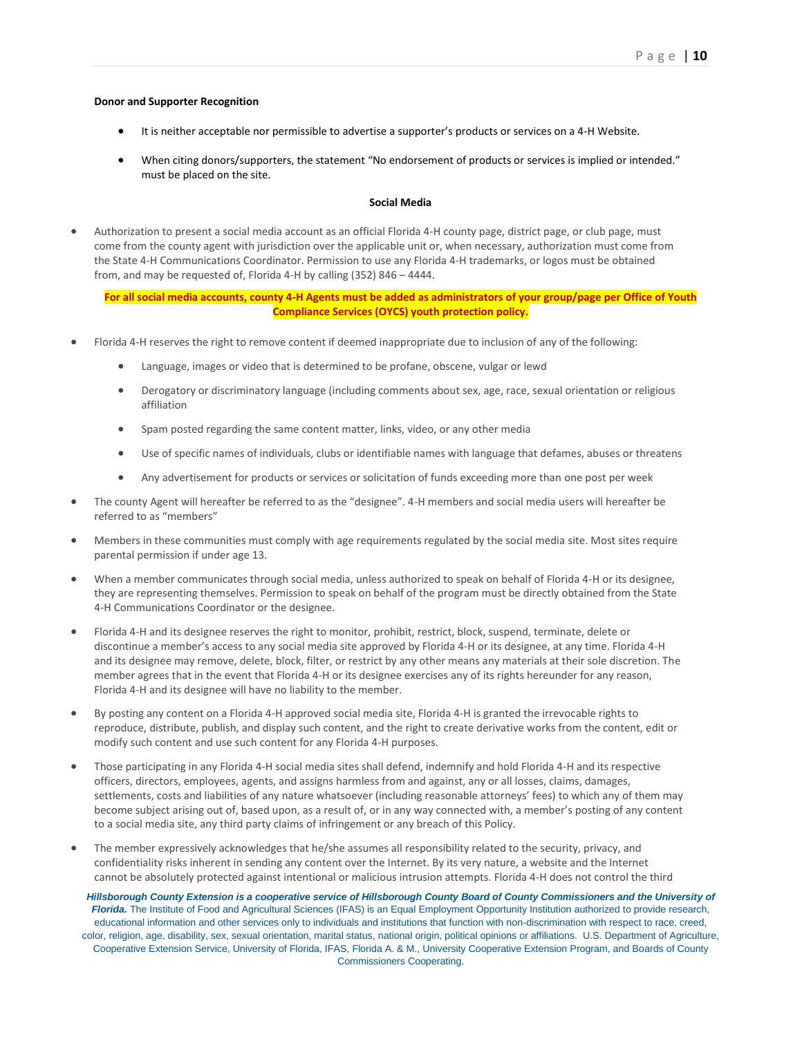**Donor and Supporter Recognition**

- It is neither acceptable nor permissible to advertise a supporter's products or services on a 4-H Website.
- When citing donors/supporters, the statement "No endorsement of products or services is implied or intended." must be placed on the site.

**Social Media**

- Authorization to present a social media account as an official Florida 4-H county page, district page, or club page, must come from the county agent with jurisdiction over the applicable unit or, when necessary, authorization must come from the State 4-H Communications Coordinator. Permission to use any Florida 4-H trademarks, or logos must be obtained from, and may be requested of, Florida 4-H by calling (352) 846 – 4444.

**For all social media accounts, county 4-H Agents must be added as administrators of your group/page per Office of Youth Compliance Services (OYCS) youth protection policy.**

- Florida 4-H reserves the right to remove content if deemed inappropriate due to inclusion of any of the following:
  - Language, images or video that is determined to be profane, obscene, vulgar or lewd
  - Derogatory or discriminatory language (including comments about sex, age, race, sexual orientation or religious affiliation
  - Spam posted regarding the same content matter, links, video, or any other media
  - Use of specific names of individuals, clubs or identifiable names with language that defames, abuses or threatens
  - Any advertisement for products or services or solicitation of funds exceeding more than one post per week
- The county Agent will hereafter be referred to as the "designee". 4-H members and social media users will hereafter be referred to as "members"
- Members in these communities must comply with age requirements regulated by the social media site. Most sites require parental permission if under age 13.
- When a member communicates through social media, unless authorized to speak on behalf of Florida 4-H or its designee, they are representing themselves. Permission to speak on behalf of the program must be directly obtained from the State 4-H Communications Coordinator or the designee.
- Florida 4-H and its designee reserves the right to monitor, prohibit, restrict, block, suspend, terminate, delete or discontinue a member's access to any social media site approved by Florida 4-H or its designee, at any time. Florida 4-H and its designee may remove, delete, block, filter, or restrict by any other means any materials at their sole discretion. The member agrees that in the event that Florida 4-H or its designee exercises any of its rights hereunder for any reason, Florida 4-H and its designee will have no liability to the member.
- By posting any content on a Florida 4-H approved social media site, Florida 4-H is granted the irrevocable rights to reproduce, distribute, publish, and display such content, and the right to create derivative works from the content, edit or modify such content and use such content for any Florida 4-H purposes.
- Those participating in any Florida 4-H social media sites shall defend, indemnify and hold Florida 4-H and its respective officers, directors, employees, agents, and assigns harmless from and against, any or all losses, claims, damages, settlements, costs and liabilities of any nature whatsoever (including reasonable attorneys' fees) to which any of them may become subject arising out of, based upon, as a result of, or in any way connected with, a member's posting of any content to a social media site, any third party claims of infringement or any breach of this Policy.
- The member expressively acknowledges that he/she assumes all responsibility related to the security, privacy, and confidentiality risks inherent in sending any content over the Internet. By its very nature, a website and the Internet cannot be absolutely protected against intentional or malicious intrusion attempts. Florida 4-H does not control the third

***Hillsborough County Extension is a cooperative service of Hillsborough County Board of County Commissioners and the University of Florida.*** The Institute of Food and Agricultural Sciences (IFAS) is an Equal Employment Opportunity Institution authorized to provide research, educational information and other services only to individuals and institutions that function with non-discrimination with respect to race, creed, color, religion, age, disability, sex, sexual orientation, marital status, national origin, political opinions or affiliations. U.S. Department of Agriculture, Cooperative Extension Service, University of Florida, IFAS, Florida A. & M., University Cooperative Extension Program, and Boards of County Commissioners Cooperating.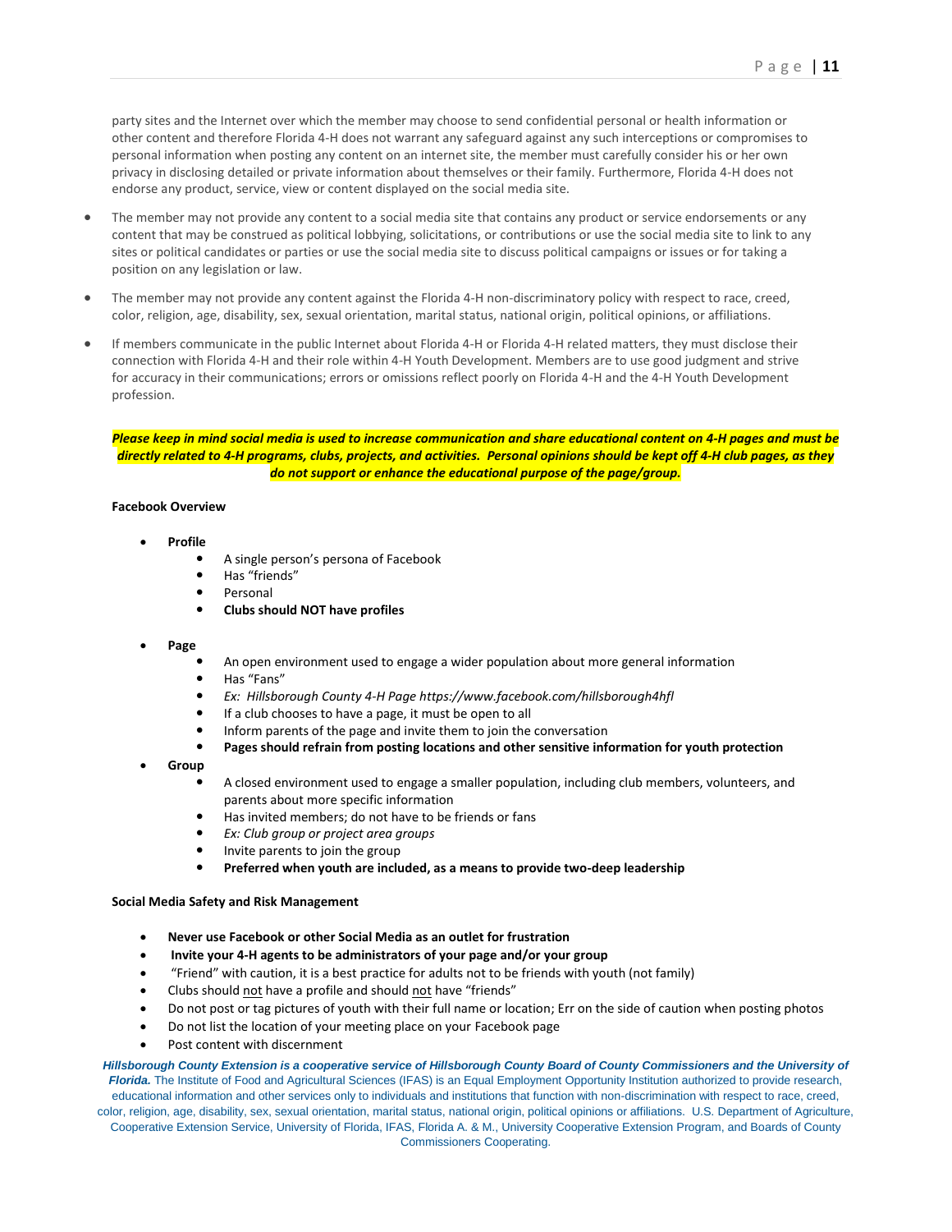party sites and the Internet over which the member may choose to send confidential personal or health information or other content and therefore Florida 4-H does not warrant any safeguard against any such interceptions or compromises to personal information when posting any content on an internet site, the member must carefully consider his or her own privacy in disclosing detailed or private information about themselves or their family. Furthermore, Florida 4-H does not endorse any product, service, view or content displayed on the social media site.

- The member may not provide any content to a social media site that contains any product or service endorsements or any content that may be construed as political lobbying, solicitations, or contributions or use the social media site to link to any sites or political candidates or parties or use the social media site to discuss political campaigns or issues or for taking a position on any legislation or law.
- The member may not provide any content against the Florida 4-H non-discriminatory policy with respect to race, creed, color, religion, age, disability, sex, sexual orientation, marital status, national origin, political opinions, or affiliations.
- If members communicate in the public Internet about Florida 4-H or Florida 4-H related matters, they must disclose their connection with Florida 4-H and their role within 4-H Youth Development. Members are to use good judgment and strive for accuracy in their communications; errors or omissions reflect poorly on Florida 4-H and the 4-H Youth Development profession.

***Please keep in mind social media is used to increase communication and share educational content on 4-H pages and must be directly related to 4-H programs, clubs, projects, and activities. Personal opinions should be kept off 4-H club pages, as they do not support or enhance the educational purpose of the page/group.***

**Facebook Overview**

- **Profile**
  - A single person's persona of Facebook
  - Has "friends"
  - Personal
  - **Clubs should NOT have profiles**
- **Page**
  - An open environment used to engage a wider population about more general information
  - Has "Fans"
  - *Ex: Hillsborough County 4-H Page https://www.facebook.com/hillsborough4hfl*
  - If a club chooses to have a page, it must be open to all
  - Inform parents of the page and invite them to join the conversation
  - **Pages should refrain from posting locations and other sensitive information for youth protection**
- **Group**
  - A closed environment used to engage a smaller population, including club members, volunteers, and parents about more specific information
  - Has invited members; do not have to be friends or fans
  - *Ex: Club group or project area groups*
  - Invite parents to join the group
  - **Preferred when youth are included, as a means to provide two-deep leadership**

**Social Media Safety and Risk Management**

- **Never use Facebook or other Social Media as an outlet for frustration**
- **Invite your 4-H agents to be administrators of your page and/or your group**
- "Friend" with caution, it is a best practice for adults not to be friends with youth (not family)
- Clubs should not have a profile and should not have "friends"
- Do not post or tag pictures of youth with their full name or location; Err on the side of caution when posting photos
- Do not list the location of your meeting place on your Facebook page
- Post content with discernment

***Hillsborough County Extension is a cooperative service of Hillsborough County Board of County Commissioners and the University of Florida.*** The Institute of Food and Agricultural Sciences (IFAS) is an Equal Employment Opportunity Institution authorized to provide research, educational information and other services only to individuals and institutions that function with non-discrimination with respect to race, creed, color, religion, age, disability, sex, sexual orientation, marital status, national origin, political opinions or affiliations. U.S. Department of Agriculture, Cooperative Extension Service, University of Florida, IFAS, Florida A. & M., University Cooperative Extension Program, and Boards of County Commissioners Cooperating.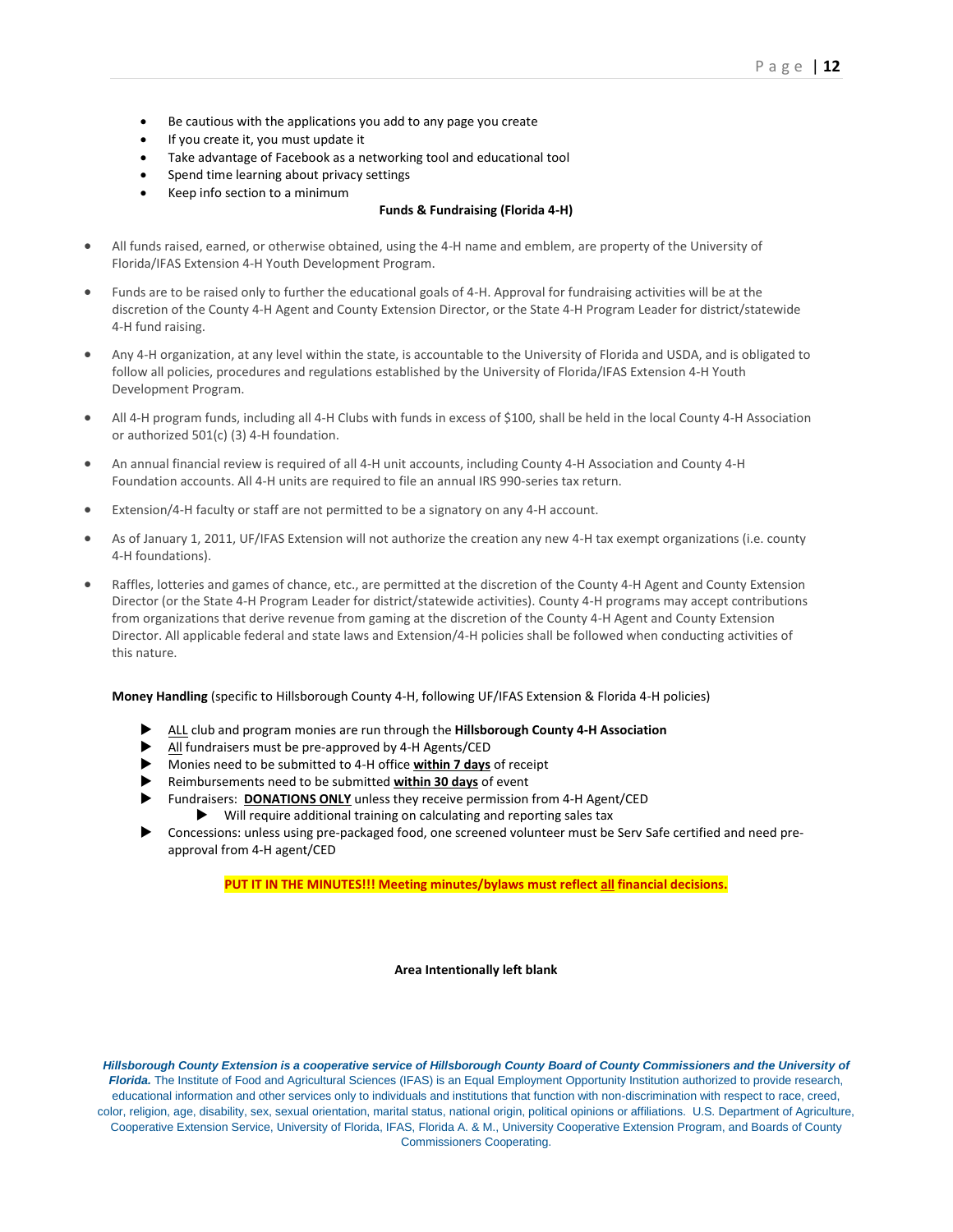- Be cautious with the applications you add to any page you create
- If you create it, you must update it
- Take advantage of Facebook as a networking tool and educational tool
- Spend time learning about privacy settings
- Keep info section to a minimum

**Funds & Fundraising (Florida 4-H)**

- All funds raised, earned, or otherwise obtained, using the 4-H name and emblem, are property of the University of Florida/IFAS Extension 4-H Youth Development Program.
- Funds are to be raised only to further the educational goals of 4-H. Approval for fundraising activities will be at the discretion of the County 4-H Agent and County Extension Director, or the State 4-H Program Leader for district/statewide 4-H fund raising.
- Any 4-H organization, at any level within the state, is accountable to the University of Florida and USDA, and is obligated to follow all policies, procedures and regulations established by the University of Florida/IFAS Extension 4-H Youth Development Program.
- All 4-H program funds, including all 4-H Clubs with funds in excess of $100, shall be held in the local County 4-H Association or authorized 501(c) (3) 4-H foundation.
- An annual financial review is required of all 4-H unit accounts, including County 4-H Association and County 4-H Foundation accounts. All 4-H units are required to file an annual IRS 990-series tax return.
- Extension/4-H faculty or staff are not permitted to be a signatory on any 4-H account.
- As of January 1, 2011, UF/IFAS Extension will not authorize the creation any new 4-H tax exempt organizations (i.e. county 4-H foundations).
- Raffles, lotteries and games of chance, etc., are permitted at the discretion of the County 4-H Agent and County Extension Director (or the State 4-H Program Leader for district/statewide activities). County 4-H programs may accept contributions from organizations that derive revenue from gaming at the discretion of the County 4-H Agent and County Extension Director. All applicable federal and state laws and Extension/4-H policies shall be followed when conducting activities of this nature.

**Money Handling** (specific to Hillsborough County 4-H, following UF/IFAS Extension & Florida 4-H policies)

- ALL club and program monies are run through the **Hillsborough County 4-H Association**
- All fundraisers must be pre-approved by 4-H Agents/CED
- Monies need to be submitted to 4-H office **within 7 days** of receipt
- Reimbursements need to be submitted **within 30 days** of event
- Fundraisers: **DONATIONS ONLY** unless they receive permission from 4-H Agent/CED
  - Will require additional training on calculating and reporting sales tax
- Concessions: unless using pre-packaged food, one screened volunteer must be Serv Safe certified and need pre-approval from 4-H agent/CED

**PUT IT IN THE MINUTES!!! Meeting minutes/bylaws must reflect all financial decisions.**

**Area Intentionally left blank**

***Hillsborough County Extension is a cooperative service of Hillsborough County Board of County Commissioners and the University of Florida.*** The Institute of Food and Agricultural Sciences (IFAS) is an Equal Employment Opportunity Institution authorized to provide research, educational information and other services only to individuals and institutions that function with non-discrimination with respect to race, creed, color, religion, age, disability, sex, sexual orientation, marital status, national origin, political opinions or affiliations. U.S. Department of Agriculture, Cooperative Extension Service, University of Florida, IFAS, Florida A. & M., University Cooperative Extension Program, and Boards of County Commissioners Cooperating.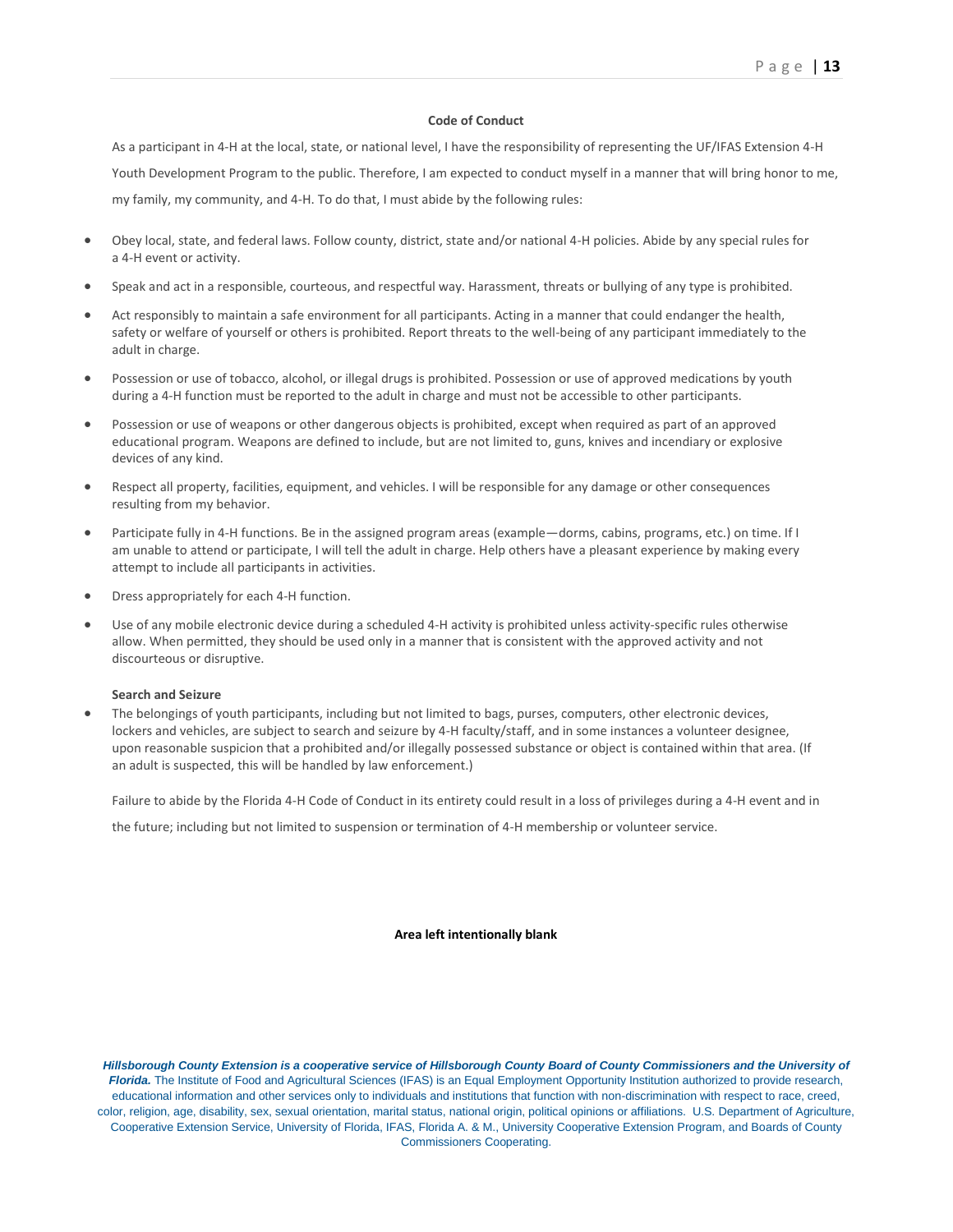## Code of Conduct

As a participant in 4-H at the local, state, or national level, I have the responsibility of representing the UF/IFAS Extension 4-H Youth Development Program to the public. Therefore, I am expected to conduct myself in a manner that will bring honor to me, my family, my community, and 4-H. To do that, I must abide by the following rules:

- Obey local, state, and federal laws. Follow county, district, state and/or national 4-H policies. Abide by any special rules for a 4-H event or activity.
- Speak and act in a responsible, courteous, and respectful way. Harassment, threats or bullying of any type is prohibited.
- Act responsibly to maintain a safe environment for all participants. Acting in a manner that could endanger the health, safety or welfare of yourself or others is prohibited. Report threats to the well-being of any participant immediately to the adult in charge.
- Possession or use of tobacco, alcohol, or illegal drugs is prohibited. Possession or use of approved medications by youth during a 4-H function must be reported to the adult in charge and must not be accessible to other participants.
- Possession or use of weapons or other dangerous objects is prohibited, except when required as part of an approved educational program. Weapons are defined to include, but are not limited to, guns, knives and incendiary or explosive devices of any kind.
- Respect all property, facilities, equipment, and vehicles. I will be responsible for any damage or other consequences resulting from my behavior.
- Participate fully in 4-H functions. Be in the assigned program areas (example—dorms, cabins, programs, etc.) on time. If I am unable to attend or participate, I will tell the adult in charge. Help others have a pleasant experience by making every attempt to include all participants in activities.
- Dress appropriately for each 4-H function.
- Use of any mobile electronic device during a scheduled 4-H activity is prohibited unless activity-specific rules otherwise allow. When permitted, they should be used only in a manner that is consistent with the approved activity and not discourteous or disruptive.

**Search and Seizure**

- The belongings of youth participants, including but not limited to bags, purses, computers, other electronic devices, lockers and vehicles, are subject to search and seizure by 4-H faculty/staff, and in some instances a volunteer designee, upon reasonable suspicion that a prohibited and/or illegally possessed substance or object is contained within that area. (If an adult is suspected, this will be handled by law enforcement.)

Failure to abide by the Florida 4-H Code of Conduct in its entirety could result in a loss of privileges during a 4-H event and in the future; including but not limited to suspension or termination of 4-H membership or volunteer service.

**Area left intentionally blank**

***Hillsborough County Extension is a cooperative service of Hillsborough County Board of County Commissioners and the University of Florida.*** The Institute of Food and Agricultural Sciences (IFAS) is an Equal Employment Opportunity Institution authorized to provide research, educational information and other services only to individuals and institutions that function with non-discrimination with respect to race, creed, color, religion, age, disability, sex, sexual orientation, marital status, national origin, political opinions or affiliations. U.S. Department of Agriculture, Cooperative Extension Service, University of Florida, IFAS, Florida A. & M., University Cooperative Extension Program, and Boards of County Commissioners Cooperating.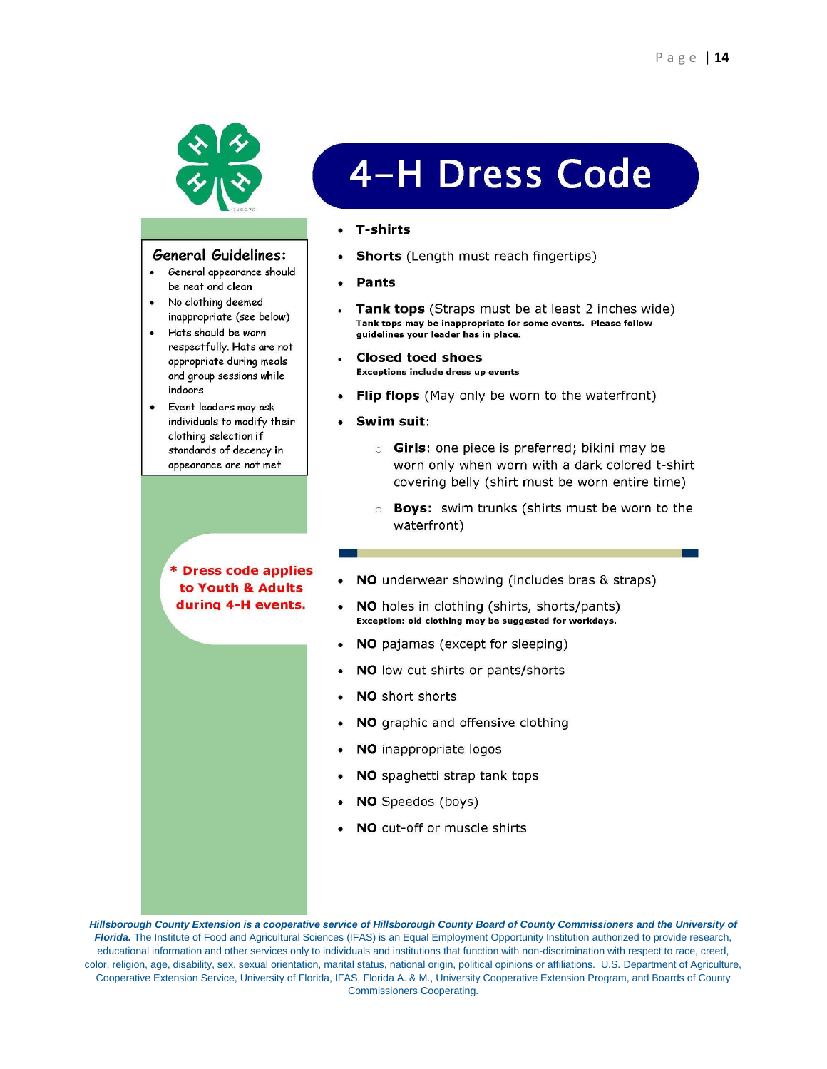# 4-H Dress Code

## General Guidelines:

- General appearance should be neat and clean
- No clothing deemed inappropriate (see below)
- Hats should be worn respectfully. Hats are not appropriate during meals and group sessions while indoors
- Event leaders may ask individuals to modify their clothing selection if standards of decency in appearance are not met

**\* Dress code applies to Youth & Adults during 4-H events.**

- **T-shirts**
- **Shorts** (Length must reach fingertips)
- **Pants**
- **Tank tops** (Straps must be at least 2 inches wide)
  **Tank tops may be inappropriate for some events. Please follow guidelines your leader has in place.**
- **Closed toed shoes**
  **Exceptions include dress up events**
- **Flip flops** (May only be worn to the waterfront)
- **Swim suit**:
  - **Girls**: one piece is preferred; bikini may be worn only when worn with a dark colored t-shirt covering belly (shirt must be worn entire time)
  - **Boys**: swim trunks (shirts must be worn to the waterfront)

---

- **NO** underwear showing (includes bras & straps)
- **NO** holes in clothing (shirts, shorts/pants)
  **Exception: old clothing may be suggested for workdays.**
- **NO** pajamas (except for sleeping)
- **NO** low cut shirts or pants/shorts
- **NO** short shorts
- **NO** graphic and offensive clothing
- **NO** inappropriate logos
- **NO** spaghetti strap tank tops
- **NO** Speedos (boys)
- **NO** cut-off or muscle shirts

***Hillsborough County Extension is a cooperative service of Hillsborough County Board of County Commissioners and the University of Florida.*** The Institute of Food and Agricultural Sciences (IFAS) is an Equal Employment Opportunity Institution authorized to provide research, educational information and other services only to individuals and institutions that function with non-discrimination with respect to race, creed, color, religion, age, disability, sex, sexual orientation, marital status, national origin, political opinions or affiliations. U.S. Department of Agriculture, Cooperative Extension Service, University of Florida, IFAS, Florida A. & M., University Cooperative Extension Program, and Boards of County Commissioners Cooperating.